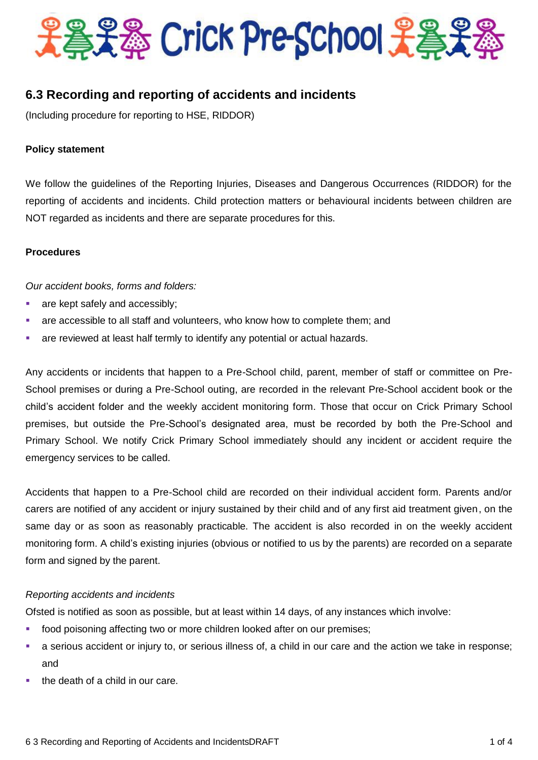# Crick Pre-School

## 6.3 Recording and reporting of accidents and incidents

(Including procedure for reporting to HSE, RIDDOR)

**Policy statement**

We follow the guidelines of the Reporting Injuries, Diseases and Dangerous Occurrences (RIDDOR) for the reporting of accidents and incidents. Child protection matters or behavioural incidents between children are NOT regarded as incidents and there are separate procedures for this.

**Procedures**

*Our accident books, forms and folders:*

- are kept safely and accessibly;
- are accessible to all staff and volunteers, who know how to complete them; and
- are reviewed at least half termly to identify any potential or actual hazards.

Any accidents or incidents that happen to a Pre-School child, parent, member of staff or committee on Pre-School premises or during a Pre-School outing, are recorded in the relevant Pre-School accident book or the child's accident folder and the weekly accident monitoring form. Those that occur on Crick Primary School premises, but outside the Pre-School's designated area, must be recorded by both the Pre-School and Primary School. We notify Crick Primary School immediately should any incident or accident require the emergency services to be called.

Accidents that happen to a Pre-School child are recorded on their individual accident form. Parents and/or carers are notified of any accident or injury sustained by their child and of any first aid treatment given, on the same day or as soon as reasonably practicable. The accident is also recorded in on the weekly accident monitoring form. A child's existing injuries (obvious or notified to us by the parents) are recorded on a separate form and signed by the parent.

*Reporting accidents and incidents*

Ofsted is notified as soon as possible, but at least within 14 days, of any instances which involve:

- food poisoning affecting two or more children looked after on our premises;
- a serious accident or injury to, or serious illness of, a child in our care and the action we take in response; and
- the death of a child in our care.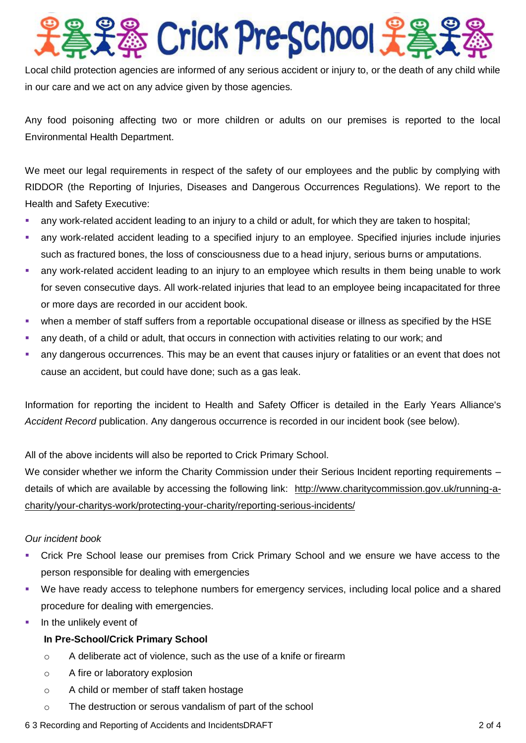Local child protection agencies are informed of any serious accident or injury to, or the death of any child while in our care and we act on any advice given by those agencies.

Any food poisoning affecting two or more children or adults on our premises is reported to the local Environmental Health Department.

We meet our legal requirements in respect of the safety of our employees and the public by complying with RIDDOR (the Reporting of Injuries, Diseases and Dangerous Occurrences Regulations). We report to the Health and Safety Executive:

- any work-related accident leading to an injury to a child or adult, for which they are taken to hospital;
- any work-related accident leading to a specified injury to an employee. Specified injuries include injuries such as fractured bones, the loss of consciousness due to a head injury, serious burns or amputations.
- any work-related accident leading to an injury to an employee which results in them being unable to work for seven consecutive days. All work-related injuries that lead to an employee being incapacitated for three or more days are recorded in our accident book.
- when a member of staff suffers from a reportable occupational disease or illness as specified by the HSE
- any death, of a child or adult, that occurs in connection with activities relating to our work; and
- any dangerous occurrences. This may be an event that causes injury or fatalities or an event that does not cause an accident, but could have done; such as a gas leak.

Information for reporting the incident to Health and Safety Officer is detailed in the Early Years Alliance's *Accident Record* publication. Any dangerous occurrence is recorded in our incident book (see below).

All of the above incidents will also be reported to Crick Primary School.
We consider whether we inform the Charity Commission under their Serious Incident reporting requirements – details of which are available by accessing the following link: http://www.charitycommission.gov.uk/running-a-charity/your-charitys-work/protecting-your-charity/reporting-serious-incidents/

*Our incident book*

- Crick Pre School lease our premises from Crick Primary School and we ensure we have access to the person responsible for dealing with emergencies
- We have ready access to telephone numbers for emergency services, including local police and a shared procedure for dealing with emergencies.
- In the unlikely event of

  **In Pre-School/Crick Primary School**

  - A deliberate act of violence, such as the use of a knife or firearm
  - A fire or laboratory explosion
  - A child or member of staff taken hostage
  - The destruction or serous vandalism of part of the school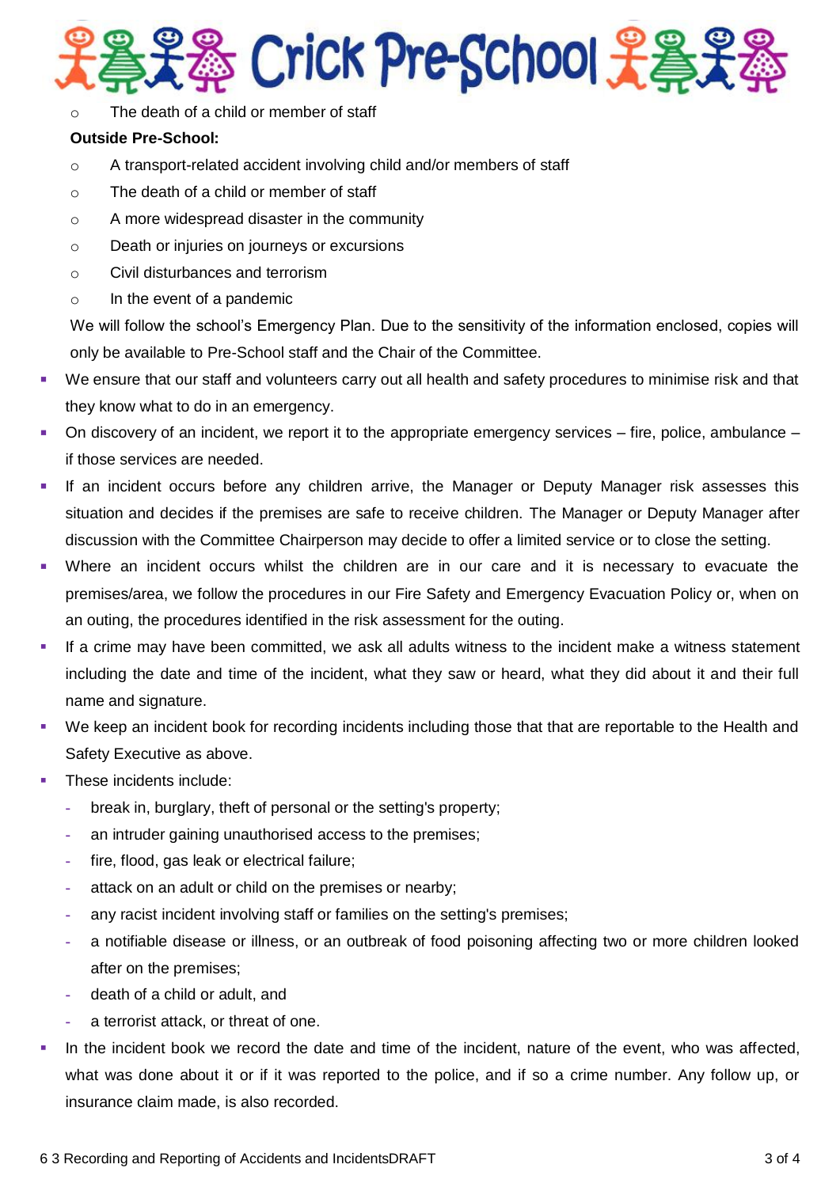- The death of a child or member of staff

**Outside Pre-School:**

- A transport-related accident involving child and/or members of staff
- The death of a child or member of staff
- A more widespread disaster in the community
- Death or injuries on journeys or excursions
- Civil disturbances and terrorism
- In the event of a pandemic

We will follow the school's Emergency Plan. Due to the sensitivity of the information enclosed, copies will only be available to Pre-School staff and the Chair of the Committee.

- We ensure that our staff and volunteers carry out all health and safety procedures to minimise risk and that they know what to do in an emergency.
- On discovery of an incident, we report it to the appropriate emergency services – fire, police, ambulance – if those services are needed.
- If an incident occurs before any children arrive, the Manager or Deputy Manager risk assesses this situation and decides if the premises are safe to receive children. The Manager or Deputy Manager after discussion with the Committee Chairperson may decide to offer a limited service or to close the setting.
- Where an incident occurs whilst the children are in our care and it is necessary to evacuate the premises/area, we follow the procedures in our Fire Safety and Emergency Evacuation Policy or, when on an outing, the procedures identified in the risk assessment for the outing.
- If a crime may have been committed, we ask all adults witness to the incident make a witness statement including the date and time of the incident, what they saw or heard, what they did about it and their full name and signature.
- We keep an incident book for recording incidents including those that that are reportable to the Health and Safety Executive as above.
- These incidents include:
  - break in, burglary, theft of personal or the setting's property;
  - an intruder gaining unauthorised access to the premises;
  - fire, flood, gas leak or electrical failure;
  - attack on an adult or child on the premises or nearby;
  - any racist incident involving staff or families on the setting's premises;
  - a notifiable disease or illness, or an outbreak of food poisoning affecting two or more children looked after on the premises;
  - death of a child or adult, and
  - a terrorist attack, or threat of one.
- In the incident book we record the date and time of the incident, nature of the event, who was affected, what was done about it or if it was reported to the police, and if so a crime number. Any follow up, or insurance claim made, is also recorded.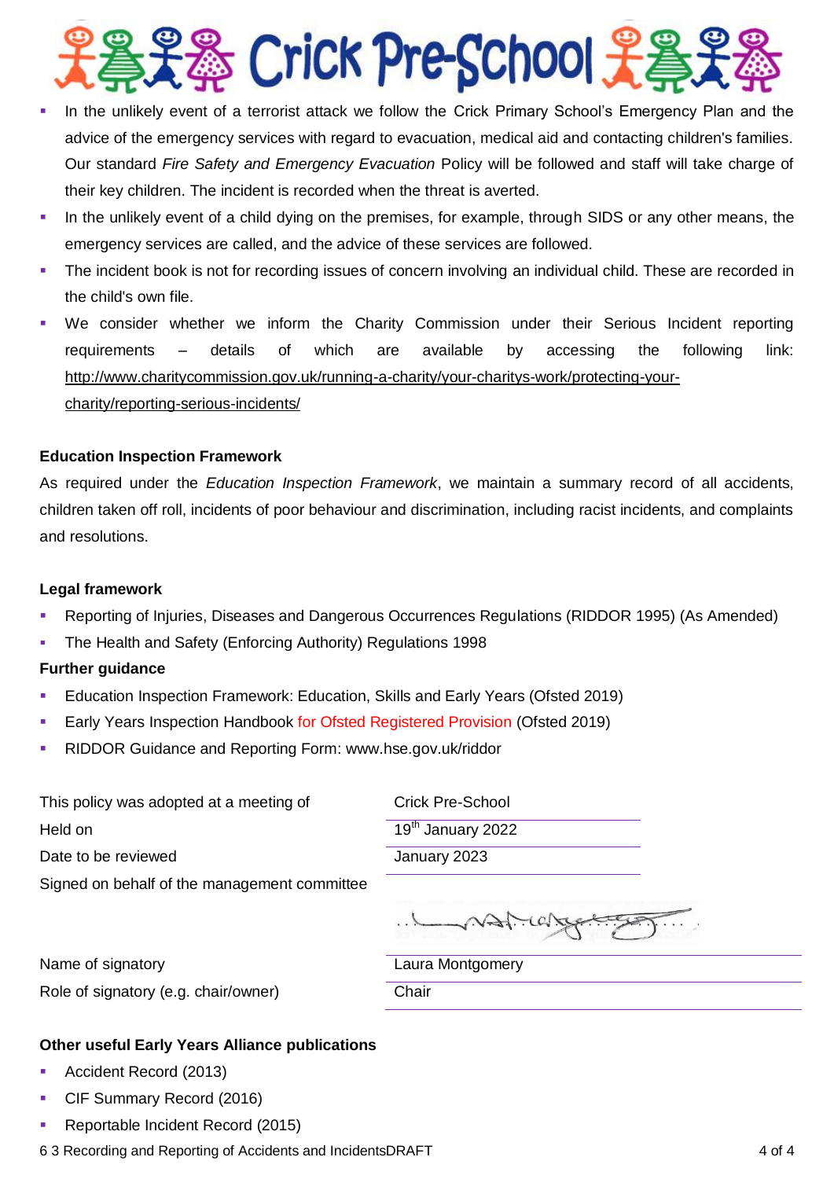- In the unlikely event of a terrorist attack we follow the Crick Primary School's Emergency Plan and the advice of the emergency services with regard to evacuation, medical aid and contacting children's families. Our standard *Fire Safety and Emergency Evacuation* Policy will be followed and staff will take charge of their key children. The incident is recorded when the threat is averted.
- In the unlikely event of a child dying on the premises, for example, through SIDS or any other means, the emergency services are called, and the advice of these services are followed.
- The incident book is not for recording issues of concern involving an individual child. These are recorded in the child's own file.
- We consider whether we inform the Charity Commission under their Serious Incident reporting requirements – details of which are available by accessing the following link: http://www.charitycommission.gov.uk/running-a-charity/your-charitys-work/protecting-your-charity/reporting-serious-incidents/

**Education Inspection Framework**

As required under the *Education Inspection Framework*, we maintain a summary record of all accidents, children taken off roll, incidents of poor behaviour and discrimination, including racist incidents, and complaints and resolutions.

**Legal framework**

- Reporting of Injuries, Diseases and Dangerous Occurrences Regulations (RIDDOR 1995) (As Amended)
- The Health and Safety (Enforcing Authority) Regulations 1998

**Further guidance**

- Education Inspection Framework: Education, Skills and Early Years (Ofsted 2019)
- Early Years Inspection Handbook for Ofsted Registered Provision (Ofsted 2019)
- RIDDOR Guidance and Reporting Form: www.hse.gov.uk/riddor

| | |
|---|---|
| This policy was adopted at a meeting of | Crick Pre-School |
| Held on | 19th January 2022 |
| Date to be reviewed | January 2023 |
| Signed on behalf of the management committee | |
| Name of signatory | Laura Montgomery |
| Role of signatory (e.g. chair/owner) | Chair |

**Other useful Early Years Alliance publications**

- Accident Record (2013)
- CIF Summary Record (2016)
- Reportable Incident Record (2015)